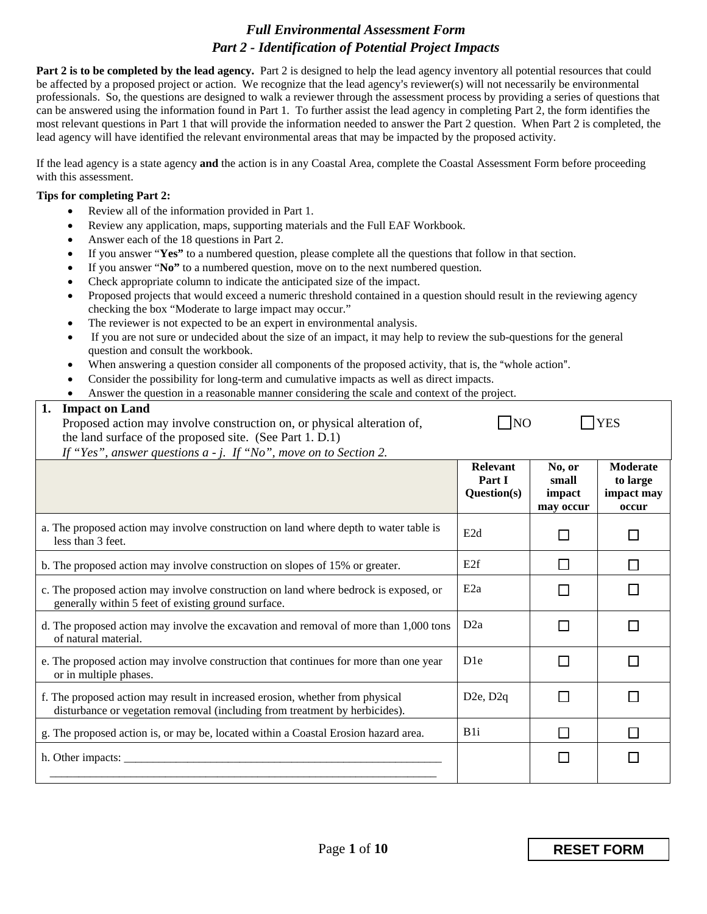# *Full Environmental Assessment Form*
## *Part 2 - Identification of Potential Project Impacts*

**Part 2 is to be completed by the lead agency.** Part 2 is designed to help the lead agency inventory all potential resources that could be affected by a proposed project or action. We recognize that the lead agency's reviewer(s) will not necessarily be environmental professionals. So, the questions are designed to walk a reviewer through the assessment process by providing a series of questions that can be answered using the information found in Part 1. To further assist the lead agency in completing Part 2, the form identifies the most relevant questions in Part 1 that will provide the information needed to answer the Part 2 question. When Part 2 is completed, the lead agency will have identified the relevant environmental areas that may be impacted by the proposed activity.

If the lead agency is a state agency **and** the action is in any Coastal Area, complete the Coastal Assessment Form before proceeding with this assessment.

**Tips for completing Part 2:**

- Review all of the information provided in Part 1.
- Review any application, maps, supporting materials and the Full EAF Workbook.
- Answer each of the 18 questions in Part 2.
- If you answer "**Yes"** to a numbered question, please complete all the questions that follow in that section.
- If you answer "**No"** to a numbered question, move on to the next numbered question.
- Check appropriate column to indicate the anticipated size of the impact.
- Proposed projects that would exceed a numeric threshold contained in a question should result in the reviewing agency checking the box "Moderate to large impact may occur."
- The reviewer is not expected to be an expert in environmental analysis.
- If you are not sure or undecided about the size of an impact, it may help to review the sub-questions for the general question and consult the workbook.
- When answering a question consider all components of the proposed activity, that is, the "whole action".
- Consider the possibility for long-term and cumulative impacts as well as direct impacts.
- Answer the question in a reasonable manner considering the scale and context of the project.

**1. Impact on Land**
Proposed action may involve construction on, or physical alteration of, the land surface of the proposed site. (See Part 1. D.1) ☐ NO ☐ YES
*If "Yes", answer questions a - j. If "No", move on to Section 2.*

| | Relevant Part I Question(s) | No, or small impact may occur | Moderate to large impact may occur |
|---|---|---|---|
| a. The proposed action may involve construction on land where depth to water table is less than 3 feet. | E2d | ☐ | ☐ |
| b. The proposed action may involve construction on slopes of 15% or greater. | E2f | ☐ | ☐ |
| c. The proposed action may involve construction on land where bedrock is exposed, or generally within 5 feet of existing ground surface. | E2a | ☐ | ☐ |
| d. The proposed action may involve the excavation and removal of more than 1,000 tons of natural material. | D2a | ☐ | ☐ |
| e. The proposed action may involve construction that continues for more than one year or in multiple phases. | D1e | ☐ | ☐ |
| f. The proposed action may result in increased erosion, whether from physical disturbance or vegetation removal (including from treatment by herbicides). | D2e, D2q | ☐ | ☐ |
| g. The proposed action is, or may be, located within a Coastal Erosion hazard area. | B1i | ☐ | ☐ |
| h. Other impacts: ______________________________________________ | | ☐ | ☐ |

RESET FORM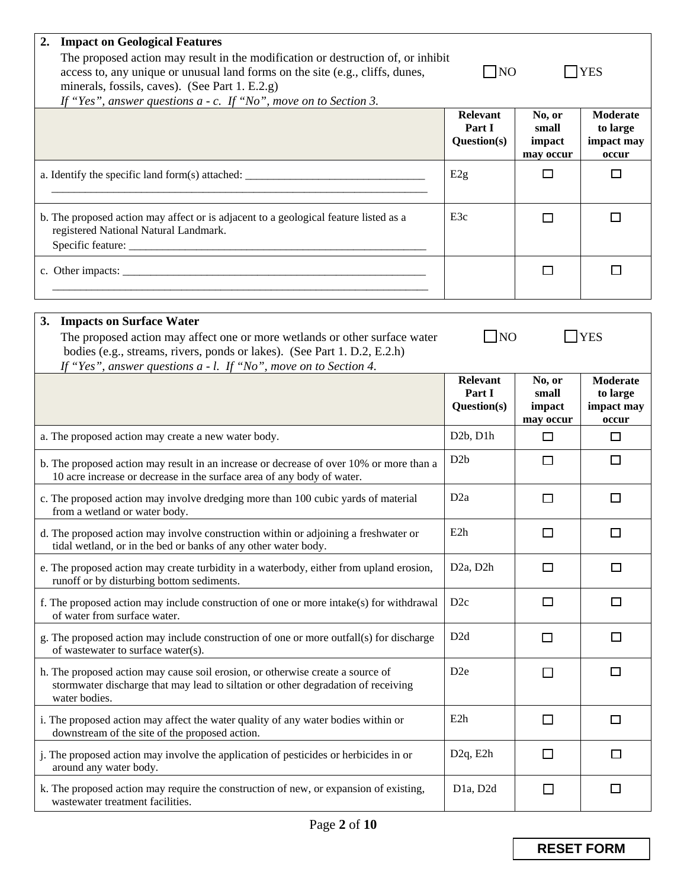## 2. Impact on Geological Features

The proposed action may result in the modification or destruction of, or inhibit access to, any unique or unusual land forms on the site (e.g., cliffs, dunes, minerals, fossils, caves). (See Part 1. E.2.g)

☐ NO ☐ YES

*If "Yes", answer questions a - c. If "No", move on to Section 3.*

| | Relevant Part I Question(s) | No, or small impact may occur | Moderate to large impact may occur |
|---|---|---|---|
| a. Identify the specific land form(s) attached: ________________________________ ____________________________________________________________________ | E2g | ☐ | ☐ |
| b. The proposed action may affect or is adjacent to a geological feature listed as a registered National Natural Landmark. Specific feature: _______________________________________________________ | E3c | ☐ | ☐ |
| c. Other impacts: _________________________________________________________ ____________________________________________________________________ | | ☐ | ☐ |

## 3. Impacts on Surface Water

The proposed action may affect one or more wetlands or other surface water bodies (e.g., streams, rivers, ponds or lakes). (See Part 1. D.2, E.2.h)

☐ NO ☐ YES

*If "Yes", answer questions a - l. If "No", move on to Section 4.*

| | Relevant Part I Question(s) | No, or small impact may occur | Moderate to large impact may occur |
|---|---|---|---|
| a. The proposed action may create a new water body. | D2b, D1h | ☐ | ☐ |
| b. The proposed action may result in an increase or decrease of over 10% or more than a 10 acre increase or decrease in the surface area of any body of water. | D2b | ☐ | ☐ |
| c. The proposed action may involve dredging more than 100 cubic yards of material from a wetland or water body. | D2a | ☐ | ☐ |
| d. The proposed action may involve construction within or adjoining a freshwater or tidal wetland, or in the bed or banks of any other water body. | E2h | ☐ | ☐ |
| e. The proposed action may create turbidity in a waterbody, either from upland erosion, runoff or by disturbing bottom sediments. | D2a, D2h | ☐ | ☐ |
| f. The proposed action may include construction of one or more intake(s) for withdrawal of water from surface water. | D2c | ☐ | ☐ |
| g. The proposed action may include construction of one or more outfall(s) for discharge of wastewater to surface water(s). | D2d | ☐ | ☐ |
| h. The proposed action may cause soil erosion, or otherwise create a source of stormwater discharge that may lead to siltation or other degradation of receiving water bodies. | D2e | ☐ | ☐ |
| i. The proposed action may affect the water quality of any water bodies within or downstream of the site of the proposed action. | E2h | ☐ | ☐ |
| j. The proposed action may involve the application of pesticides or herbicides in or around any water body. | D2q, E2h | ☐ | ☐ |
| k. The proposed action may require the construction of new, or expansion of existing, wastewater treatment facilities. | D1a, D2d | ☐ | ☐ |

RESET FORM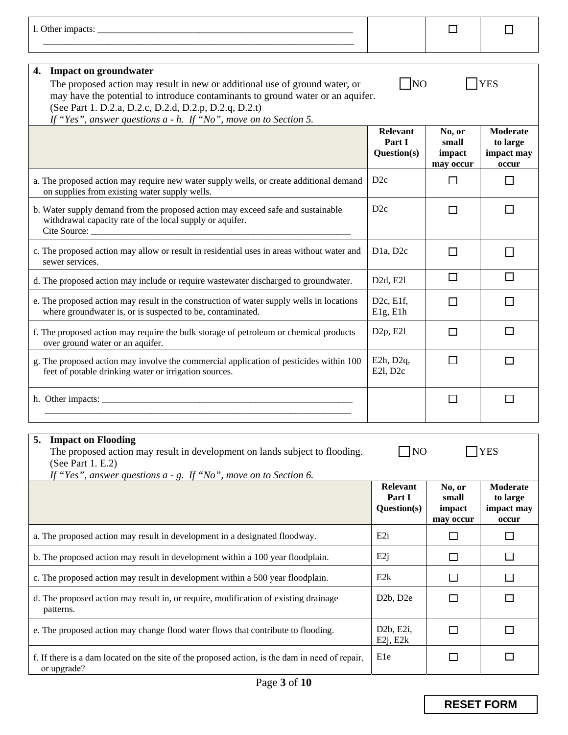| | | | |
|---|---|---|---|
| l. Other impacts: _______________________________________________________ _______________________________________________________________ | | ☐ | ☐ |

**4. Impact on groundwater**

The proposed action may result in new or additional use of ground water, or may have the potential to introduce contaminants to ground water or an aquifer. (See Part 1. D.2.a, D.2.c, D.2.d, D.2.p, D.2.q, D.2.t) ☐ NO ☐ YES

*If "Yes", answer questions a - h. If "No", move on to Section 5.*

| | Relevant Part I Question(s) | No, or small impact may occur | Moderate to large impact may occur |
|---|---|---|---|
| a. The proposed action may require new water supply wells, or create additional demand on supplies from existing water supply wells. | D2c | ☐ | ☐ |
| b. Water supply demand from the proposed action may exceed safe and sustainable withdrawal capacity rate of the local supply or aquifer. Cite Source: _______________________________________________________ | D2c | ☐ | ☐ |
| c. The proposed action may allow or result in residential uses in areas without water and sewer services. | D1a, D2c | ☐ | ☐ |
| d. The proposed action may include or require wastewater discharged to groundwater. | D2d, E2l | ☐ | ☐ |
| e. The proposed action may result in the construction of water supply wells in locations where groundwater is, or is suspected to be, contaminated. | D2c, E1f, E1g, E1h | ☐ | ☐ |
| f. The proposed action may require the bulk storage of petroleum or chemical products over ground water or an aquifer. | D2p, E2l | ☐ | ☐ |
| g. The proposed action may involve the commercial application of pesticides within 100 feet of potable drinking water or irrigation sources. | E2h, D2q, E2l, D2c | ☐ | ☐ |
| h. Other impacts: _______________________________________________________ _______________________________________________________________ | | ☐ | ☐ |

**5. Impact on Flooding**

The proposed action may result in development on lands subject to flooding. (See Part 1. E.2) ☐ NO ☐ YES

*If "Yes", answer questions a - g. If "No", move on to Section 6.*

| | Relevant Part I Question(s) | No, or small impact may occur | Moderate to large impact may occur |
|---|---|---|---|
| a. The proposed action may result in development in a designated floodway. | E2i | ☐ | ☐ |
| b. The proposed action may result in development within a 100 year floodplain. | E2j | ☐ | ☐ |
| c. The proposed action may result in development within a 500 year floodplain. | E2k | ☐ | ☐ |
| d. The proposed action may result in, or require, modification of existing drainage patterns. | D2b, D2e | ☐ | ☐ |
| e. The proposed action may change flood water flows that contribute to flooding. | D2b, E2i, E2j, E2k | ☐ | ☐ |
| f. If there is a dam located on the site of the proposed action, is the dam in need of repair, or upgrade? | E1e | ☐ | ☐ |

RESET FORM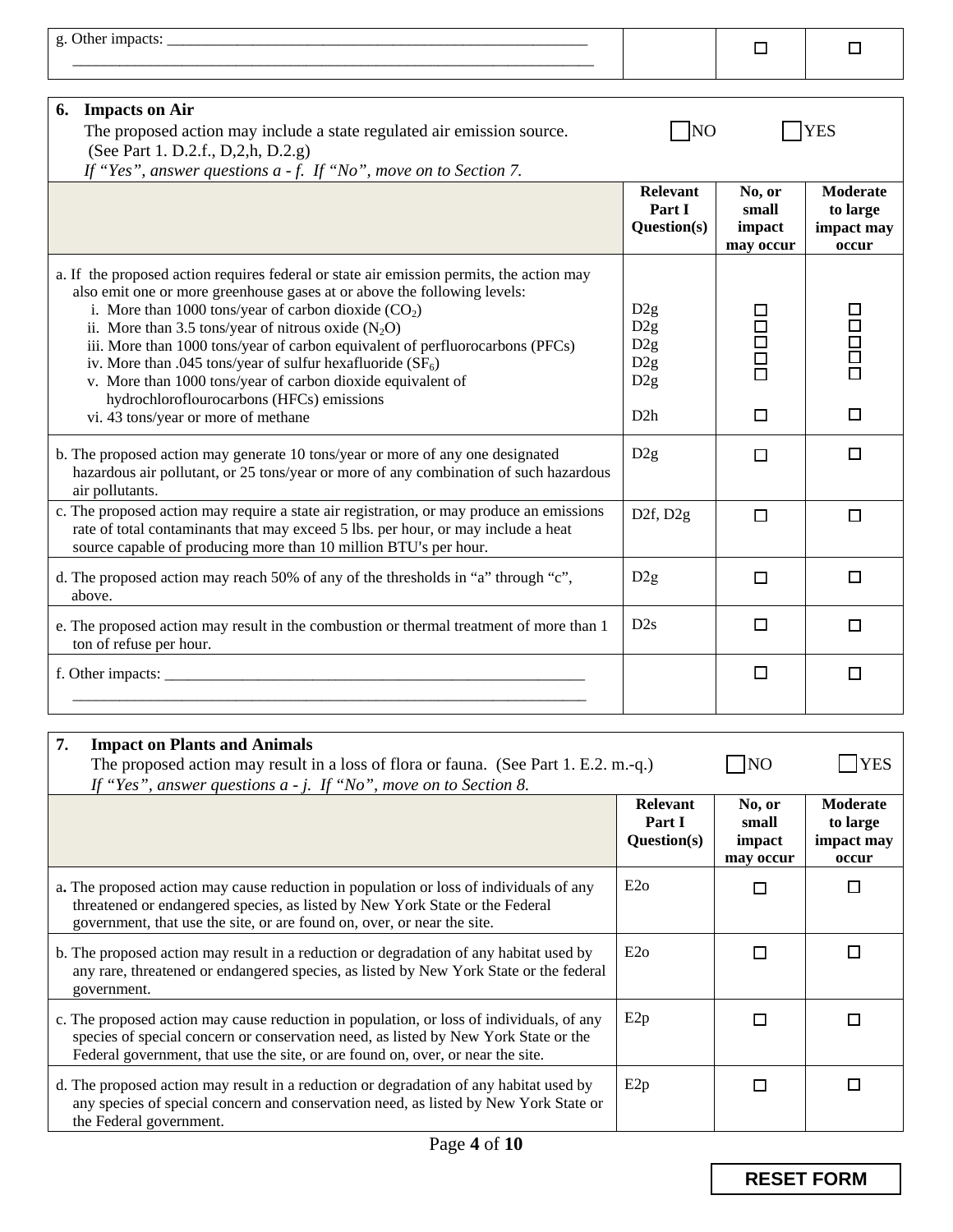| g. Other impacts: ______________________________________________________ ____________________________________________________________ | | ☐ | ☐ |
|---|---|---|---|

## 6. Impacts on Air

The proposed action may include a state regulated air emission source. ☐NO ☐YES
(See Part 1. D.2.f., D,2,h, D.2.g)
*If "Yes", answer questions a - f. If "No", move on to Section 7.*

| | Relevant Part I Question(s) | No, or small impact may occur | Moderate to large impact may occur |
|---|---|---|---|
| a. If the proposed action requires federal or state air emission permits, the action may also emit one or more greenhouse gases at or above the following levels: | | | |
| i. More than 1000 tons/year of carbon dioxide ($CO_2$) | D2g | ☐ | ☐ |
| ii. More than 3.5 tons/year of nitrous oxide ($N_2O$) | D2g | ☐ | ☐ |
| iii. More than 1000 tons/year of carbon equivalent of perfluorocarbons (PFCs) | D2g | ☐ | ☐ |
| iv. More than .045 tons/year of sulfur hexafluoride ($SF_6$) | D2g | ☐ | ☐ |
| v. More than 1000 tons/year of carbon dioxide equivalent of hydrochloroflourocarbons (HFCs) emissions | D2g | ☐ | ☐ |
| vi. 43 tons/year or more of methane | D2h | ☐ | ☐ |
| b. The proposed action may generate 10 tons/year or more of any one designated hazardous air pollutant, or 25 tons/year or more of any combination of such hazardous air pollutants. | D2g | ☐ | ☐ |
| c. The proposed action may require a state air registration, or may produce an emissions rate of total contaminants that may exceed 5 lbs. per hour, or may include a heat source capable of producing more than 10 million BTU's per hour. | D2f, D2g | ☐ | ☐ |
| d. The proposed action may reach 50% of any of the thresholds in "a" through "c", above. | D2g | ☐ | ☐ |
| e. The proposed action may result in the combustion or thermal treatment of more than 1 ton of refuse per hour. | D2s | ☐ | ☐ |
| f. Other impacts: ______________________________________________________ ____________________________________________________________ | | ☐ | ☐ |

## 7. Impact on Plants and Animals

The proposed action may result in a loss of flora or fauna. (See Part 1. E.2. m.-q.) ☐NO ☐YES
*If "Yes", answer questions a - j. If "No", move on to Section 8.*

| | Relevant Part I Question(s) | No, or small impact may occur | Moderate to large impact may occur |
|---|---|---|---|
| **a.** The proposed action may cause reduction in population or loss of individuals of any threatened or endangered species, as listed by New York State or the Federal government, that use the site, or are found on, over, or near the site. | E2o | ☐ | ☐ |
| b. The proposed action may result in a reduction or degradation of any habitat used by any rare, threatened or endangered species, as listed by New York State or the federal government. | E2o | ☐ | ☐ |
| c. The proposed action may cause reduction in population, or loss of individuals, of any species of special concern or conservation need, as listed by New York State or the Federal government, that use the site, or are found on, over, or near the site. | E2p | ☐ | ☐ |
| d. The proposed action may result in a reduction or degradation of any habitat used by any species of special concern and conservation need, as listed by New York State or the Federal government. | E2p | ☐ | ☐ |

RESET FORM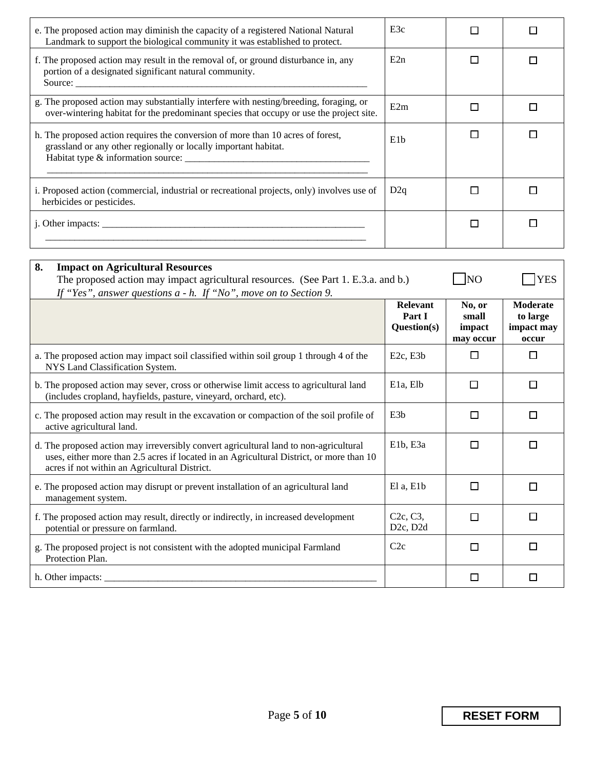| | | | |
|---|---|---|---|
| e. The proposed action may diminish the capacity of a registered National Natural Landmark to support the biological community it was established to protect. | E3c | ☐ | ☐ |
| f. The proposed action may result in the removal of, or ground disturbance in, any portion of a designated significant natural community. Source: ___ | E2n | ☐ | ☐ |
| g. The proposed action may substantially interfere with nesting/breeding, foraging, or over-wintering habitat for the predominant species that occupy or use the project site. | E2m | ☐ | ☐ |
| h. The proposed action requires the conversion of more than 10 acres of forest, grassland or any other regionally or locally important habitat. Habitat type & information source: ___ | E1b | ☐ | ☐ |
| i. Proposed action (commercial, industrial or recreational projects, only) involves use of herbicides or pesticides. | D2q | ☐ | ☐ |
| j. Other impacts: ___ | | ☐ | ☐ |

**8. Impact on Agricultural Resources**

The proposed action may impact agricultural resources. (See Part 1. E.3.a. and b.) ☐ NO ☐ YES

*If "Yes", answer questions a - h. If "No", move on to Section 9.*

| | Relevant Part I Question(s) | No, or small impact may occur | Moderate to large impact may occur |
|---|---|---|---|
| a. The proposed action may impact soil classified within soil group 1 through 4 of the NYS Land Classification System. | E2c, E3b | ☐ | ☐ |
| b. The proposed action may sever, cross or otherwise limit access to agricultural land (includes cropland, hayfields, pasture, vineyard, orchard, etc). | E1a, Elb | ☐ | ☐ |
| c. The proposed action may result in the excavation or compaction of the soil profile of active agricultural land. | E3b | ☐ | ☐ |
| d. The proposed action may irreversibly convert agricultural land to non-agricultural uses, either more than 2.5 acres if located in an Agricultural District, or more than 10 acres if not within an Agricultural District. | E1b, E3a | ☐ | ☐ |
| e. The proposed action may disrupt or prevent installation of an agricultural land management system. | El a, E1b | ☐ | ☐ |
| f. The proposed action may result, directly or indirectly, in increased development potential or pressure on farmland. | C2c, C3, D2c, D2d | ☐ | ☐ |
| g. The proposed project is not consistent with the adopted municipal Farmland Protection Plan. | C2c | ☐ | ☐ |
| h. Other impacts: ___ | | ☐ | ☐ |

RESET FORM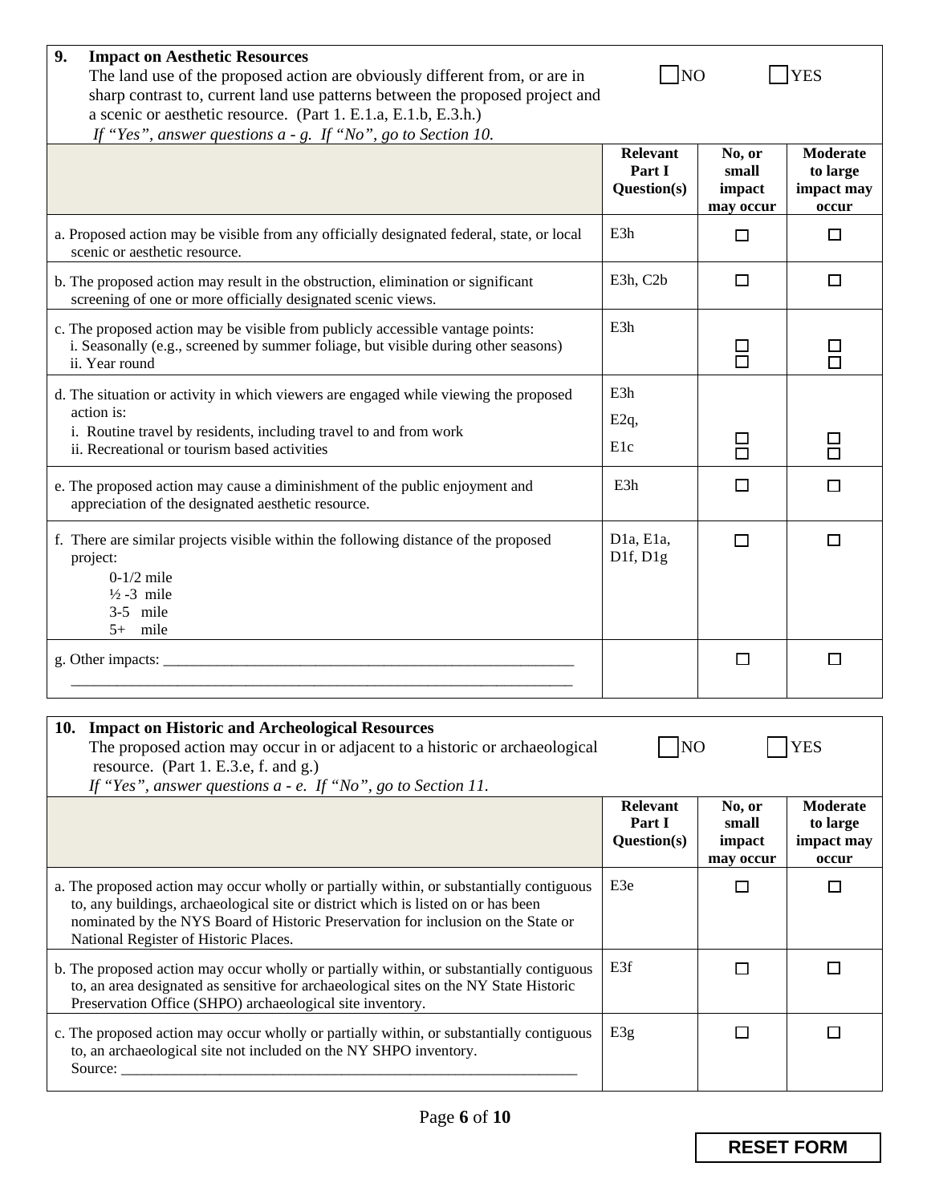| **9. Impact on Aesthetic Resources** The land use of the proposed action are obviously different from, or are in sharp contrast to, current land use patterns between the proposed project and a scenic or aesthetic resource. (Part 1. E.1.a, E.1.b, E.3.h.) *If "Yes", answer questions a - g. If "No", go to Section 10.* | ☐ NO | | ☐ YES |
|---|---|---|---|
| | **Relevant Part I Question(s)** | **No, or small impact may occur** | **Moderate to large impact may occur** |
| a. Proposed action may be visible from any officially designated federal, state, or local scenic or aesthetic resource. | E3h | ☐ | ☐ |
| b. The proposed action may result in the obstruction, elimination or significant screening of one or more officially designated scenic views. | E3h, C2b | ☐ | ☐ |
| c. The proposed action may be visible from publicly accessible vantage points:<br>i. Seasonally (e.g., screened by summer foliage, but visible during other seasons)<br>ii. Year round | E3h | ☐<br>☐ | ☐<br>☐ |
| d. The situation or activity in which viewers are engaged while viewing the proposed action is:<br>i. Routine travel by residents, including travel to and from work<br>ii. Recreational or tourism based activities | E3h<br>E2q,<br>E1c | ☐<br>☐ | ☐<br>☐ |
| e. The proposed action may cause a diminishment of the public enjoyment and appreciation of the designated aesthetic resource. | E3h | ☐ | ☐ |
| f. There are similar projects visible within the following distance of the proposed project:<br>0-1/2 mile<br>½ -3 mile<br>3-5 mile<br>5+ mile | D1a, E1a, D1f, D1g | ☐ | ☐ |
| g. Other impacts: ______________________________________________ | | ☐ | ☐ |

| **10. Impact on Historic and Archeological Resources** The proposed action may occur in or adjacent to a historic or archaeological resource. (Part 1. E.3.e, f. and g.) *If "Yes", answer questions a - e. If "No", go to Section 11.* | ☐ NO | | ☐ YES |
|---|---|---|---|
| | **Relevant Part I Question(s)** | **No, or small impact may occur** | **Moderate to large impact may occur** |
| a. The proposed action may occur wholly or partially within, or substantially contiguous to, any buildings, archaeological site or district which is listed on or has been nominated by the NYS Board of Historic Preservation for inclusion on the State or National Register of Historic Places. | E3e | ☐ | ☐ |
| b. The proposed action may occur wholly or partially within, or substantially contiguous to, an area designated as sensitive for archaeological sites on the NY State Historic Preservation Office (SHPO) archaeological site inventory. | E3f | ☐ | ☐ |
| c. The proposed action may occur wholly or partially within, or substantially contiguous to, an archaeological site not included on the NY SHPO inventory.<br>Source: ______________________________________________ | E3g | ☐ | ☐ |

**RESET FORM**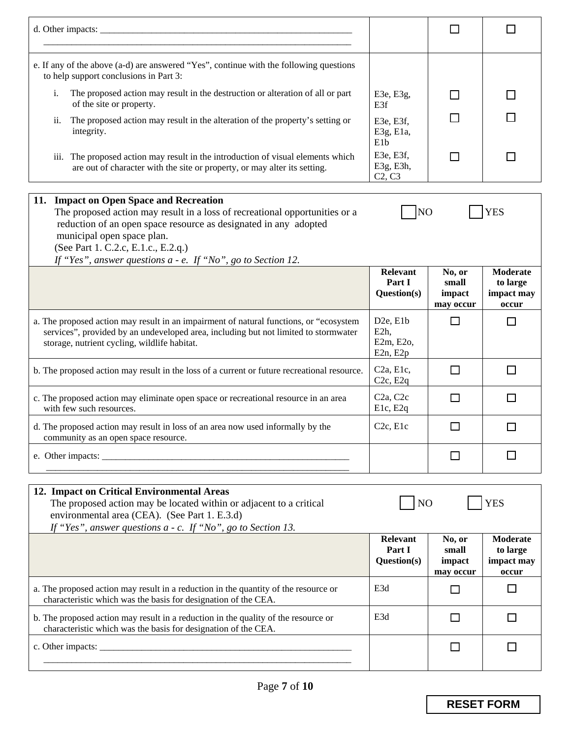| | | | |
|---|---|---|---|
| d. Other impacts: _______________________________________________________ | | ☐ | ☐ |
| e. If any of the above (a-d) are answered "Yes", continue with the following questions to help support conclusions in Part 3: | | | |
| i. The proposed action may result in the destruction or alteration of all or part of the site or property. | E3e, E3g, E3f | ☐ | ☐ |
| ii. The proposed action may result in the alteration of the property's setting or integrity. | E3e, E3f, E3g, E1a, E1b | ☐ | ☐ |
| iii. The proposed action may result in the introduction of visual elements which are out of character with the site or property, or may alter its setting. | E3e, E3f, E3g, E3h, C2, C3 | ☐ | ☐ |

**11. Impact on Open Space and Recreation**

The proposed action may result in a loss of recreational opportunities or a reduction of an open space resource as designated in any adopted municipal open space plan. ☐ NO ☐ YES

(See Part 1. C.2.c, E.1.c., E.2.q.)

*If "Yes", answer questions a - e. If "No", go to Section 12.*

| | Relevant Part I Question(s) | No, or small impact may occur | Moderate to large impact may occur |
|---|---|---|---|
| a. The proposed action may result in an impairment of natural functions, or "ecosystem services", provided by an undeveloped area, including but not limited to stormwater storage, nutrient cycling, wildlife habitat. | D2e, E1b E2h, E2m, E2o, E2n, E2p | ☐ | ☐ |
| b. The proposed action may result in the loss of a current or future recreational resource. | C2a, E1c, C2c, E2q | ☐ | ☐ |
| c. The proposed action may eliminate open space or recreational resource in an area with few such resources. | C2a, C2c E1c, E2q | ☐ | ☐ |
| d. The proposed action may result in loss of an area now used informally by the community as an open space resource. | C2c, E1c | ☐ | ☐ |
| e. Other impacts: _______________________________________________________ | | ☐ | ☐ |

**12. Impact on Critical Environmental Areas**

The proposed action may be located within or adjacent to a critical environmental area (CEA). (See Part 1. E.3.d) ☐ NO ☐ YES

*If "Yes", answer questions a - c. If "No", go to Section 13.*

| | Relevant Part I Question(s) | No, or small impact may occur | Moderate to large impact may occur |
|---|---|---|---|
| a. The proposed action may result in a reduction in the quantity of the resource or characteristic which was the basis for designation of the CEA. | E3d | ☐ | ☐ |
| b. The proposed action may result in a reduction in the quality of the resource or characteristic which was the basis for designation of the CEA. | E3d | ☐ | ☐ |
| c. Other impacts: _______________________________________________________ | | ☐ | ☐ |

RESET FORM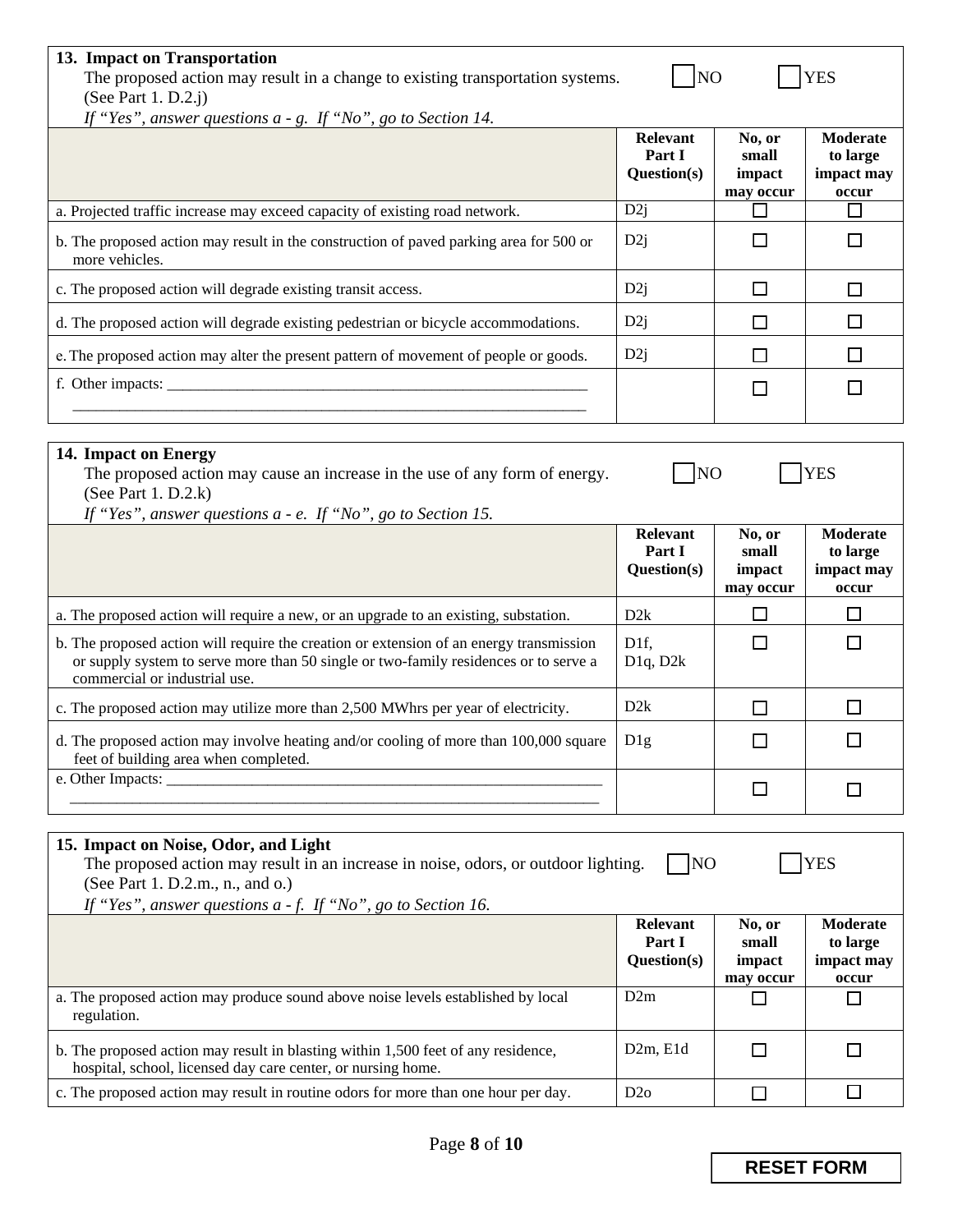**13. Impact on Transportation**

The proposed action may result in a change to existing transportation systems. ☐ NO ☐ YES
(See Part 1. D.2.j)
*If "Yes", answer questions a - g. If "No", go to Section 14.*

| | Relevant Part I Question(s) | No, or small impact may occur | Moderate to large impact may occur |
|---|---|---|---|
| a. Projected traffic increase may exceed capacity of existing road network. | D2j | ☐ | ☐ |
| b. The proposed action may result in the construction of paved parking area for 500 or more vehicles. | D2j | ☐ | ☐ |
| c. The proposed action will degrade existing transit access. | D2j | ☐ | ☐ |
| d. The proposed action will degrade existing pedestrian or bicycle accommodations. | D2j | ☐ | ☐ |
| e. The proposed action may alter the present pattern of movement of people or goods. | D2j | ☐ | ☐ |
| f. Other impacts: _______________________________________________ | | ☐ | ☐ |

**14. Impact on Energy**

The proposed action may cause an increase in the use of any form of energy. ☐ NO ☐ YES
(See Part 1. D.2.k)
*If "Yes", answer questions a - e. If "No", go to Section 15.*

| | Relevant Part I Question(s) | No, or small impact may occur | Moderate to large impact may occur |
|---|---|---|---|
| a. The proposed action will require a new, or an upgrade to an existing, substation. | D2k | ☐ | ☐ |
| b. The proposed action will require the creation or extension of an energy transmission or supply system to serve more than 50 single or two-family residences or to serve a commercial or industrial use. | D1f, D1q, D2k | ☐ | ☐ |
| c. The proposed action may utilize more than 2,500 MWhrs per year of electricity. | D2k | ☐ | ☐ |
| d. The proposed action may involve heating and/or cooling of more than 100,000 square feet of building area when completed. | D1g | ☐ | ☐ |
| e. Other Impacts: _______________________________________________ | | ☐ | ☐ |

**15. Impact on Noise, Odor, and Light**

The proposed action may result in an increase in noise, odors, or outdoor lighting. ☐ NO ☐ YES
(See Part 1. D.2.m., n., and o.)
*If "Yes", answer questions a - f. If "No", go to Section 16.*

| | Relevant Part I Question(s) | No, or small impact may occur | Moderate to large impact may occur |
|---|---|---|---|
| a. The proposed action may produce sound above noise levels established by local regulation. | D2m | ☐ | ☐ |
| b. The proposed action may result in blasting within 1,500 feet of any residence, hospital, school, licensed day care center, or nursing home. | D2m, E1d | ☐ | ☐ |
| c. The proposed action may result in routine odors for more than one hour per day. | D2o | ☐ | ☐ |

RESET FORM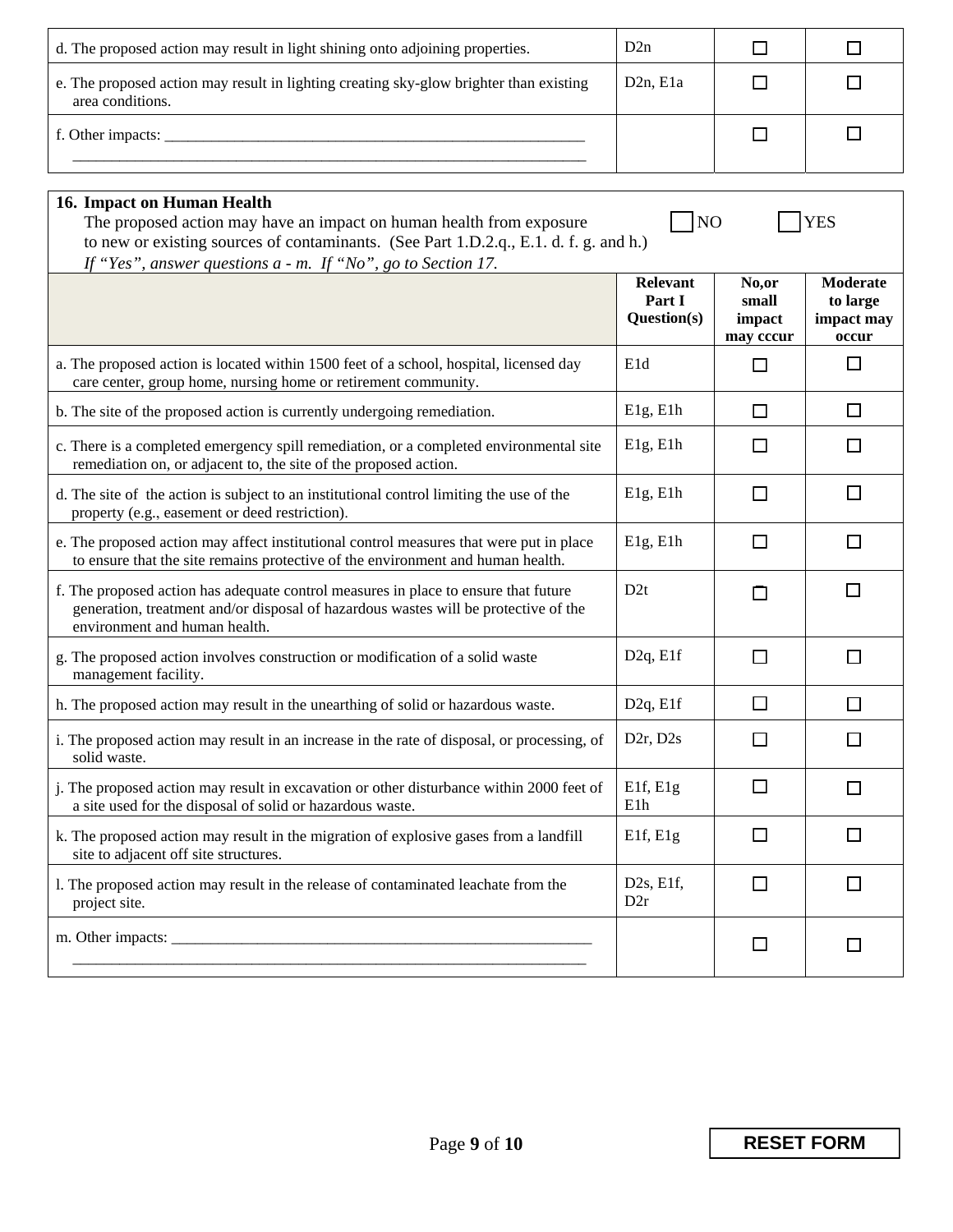| | | | |
|---|---|---|---|
| d. The proposed action may result in light shining onto adjoining properties. | D2n | ☐ | ☐ |
| e. The proposed action may result in lighting creating sky-glow brighter than existing area conditions. | D2n, E1a | ☐ | ☐ |
| f. Other impacts: ______________________________________________________ ________________________________________________________________ | | ☐ | ☐ |

## 16. Impact on Human Health

The proposed action may have an impact on human health from exposure to new or existing sources of contaminants. (See Part 1.D.2.q., E.1. d. f. g. and h.) ☐ NO ☐ YES

*If "Yes", answer questions a - m. If "No", go to Section 17.*

| | Relevant Part I Question(s) | No,or small impact may cccur | Moderate to large impact may occur |
|---|---|---|---|
| a. The proposed action is located within 1500 feet of a school, hospital, licensed day care center, group home, nursing home or retirement community. | E1d | ☐ | ☐ |
| b. The site of the proposed action is currently undergoing remediation. | E1g, E1h | ☐ | ☐ |
| c. There is a completed emergency spill remediation, or a completed environmental site remediation on, or adjacent to, the site of the proposed action. | E1g, E1h | ☐ | ☐ |
| d. The site of the action is subject to an institutional control limiting the use of the property (e.g., easement or deed restriction). | E1g, E1h | ☐ | ☐ |
| e. The proposed action may affect institutional control measures that were put in place to ensure that the site remains protective of the environment and human health. | E1g, E1h | ☐ | ☐ |
| f. The proposed action has adequate control measures in place to ensure that future generation, treatment and/or disposal of hazardous wastes will be protective of the environment and human health. | D2t | ☐ | ☐ |
| g. The proposed action involves construction or modification of a solid waste management facility. | D2q, E1f | ☐ | ☐ |
| h. The proposed action may result in the unearthing of solid or hazardous waste. | D2q, E1f | ☐ | ☐ |
| i. The proposed action may result in an increase in the rate of disposal, or processing, of solid waste. | D2r, D2s | ☐ | ☐ |
| j. The proposed action may result in excavation or other disturbance within 2000 feet of a site used for the disposal of solid or hazardous waste. | E1f, E1g E1h | ☐ | ☐ |
| k. The proposed action may result in the migration of explosive gases from a landfill site to adjacent off site structures. | E1f, E1g | ☐ | ☐ |
| l. The proposed action may result in the release of contaminated leachate from the project site. | D2s, E1f, D2r | ☐ | ☐ |
| m. Other impacts: ______________________________________________________ ________________________________________________________________ | | ☐ | ☐ |

RESET FORM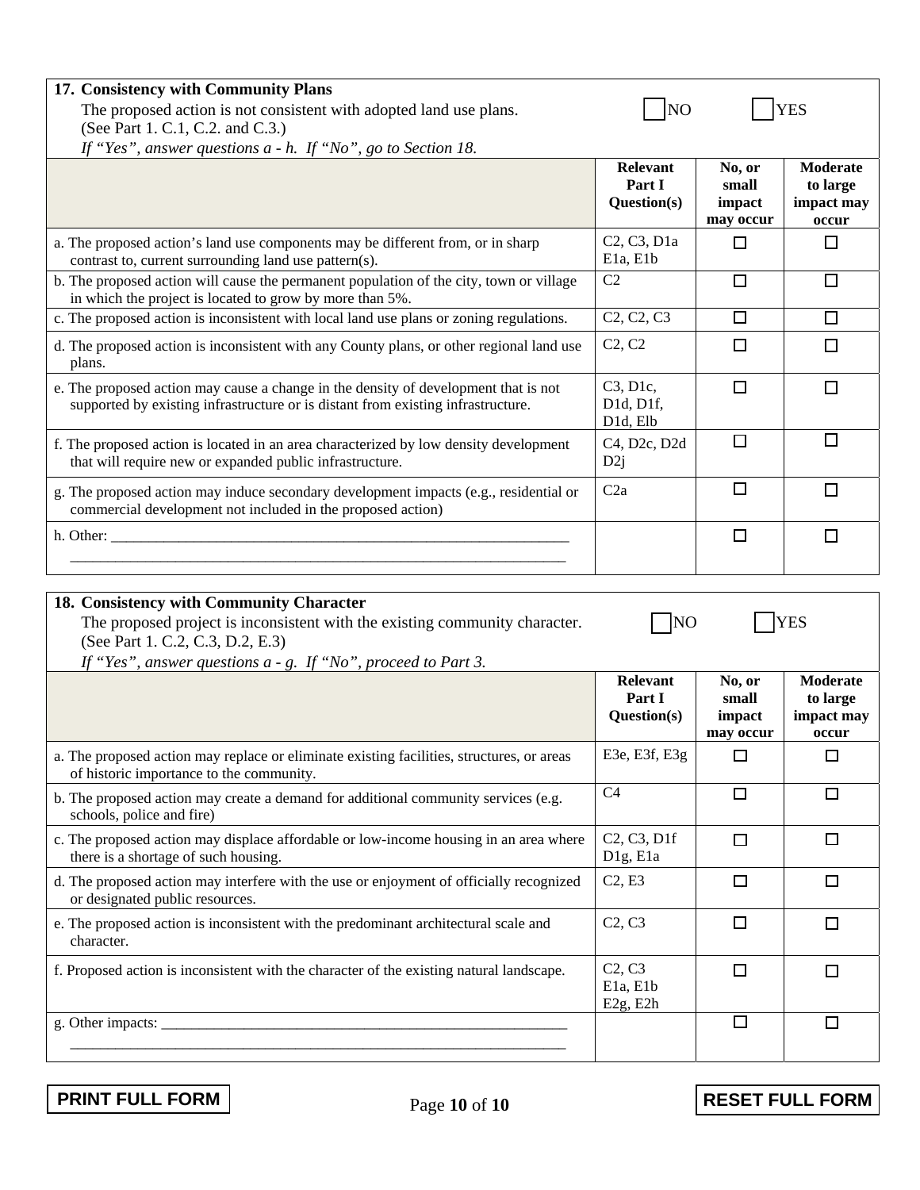## 17. Consistency with Community Plans

The proposed action is not consistent with adopted land use plans. ☐ NO ☐ YES
(See Part 1. C.1, C.2. and C.3.)
*If "Yes", answer questions a - h. If "No", go to Section 18.*

| | Relevant Part I Question(s) | No, or small impact may occur | Moderate to large impact may occur |
|---|---|---|---|
| a. The proposed action's land use components may be different from, or in sharp contrast to, current surrounding land use pattern(s). | C2, C3, D1a E1a, E1b | ☐ | ☐ |
| b. The proposed action will cause the permanent population of the city, town or village in which the project is located to grow by more than 5%. | C2 | ☐ | ☐ |
| c. The proposed action is inconsistent with local land use plans or zoning regulations. | C2, C2, C3 | ☐ | ☐ |
| d. The proposed action is inconsistent with any County plans, or other regional land use plans. | C2, C2 | ☐ | ☐ |
| e. The proposed action may cause a change in the density of development that is not supported by existing infrastructure or is distant from existing infrastructure. | C3, D1c, D1d, D1f, D1d, Elb | ☐ | ☐ |
| f. The proposed action is located in an area characterized by low density development that will require new or expanded public infrastructure. | C4, D2c, D2d D2j | ☐ | ☐ |
| g. The proposed action may induce secondary development impacts (e.g., residential or commercial development not included in the proposed action) | C2a | ☐ | ☐ |
| h. Other: ___________________________ | | ☐ | ☐ |

## 18. Consistency with Community Character

The proposed project is inconsistent with the existing community character. ☐ NO ☐ YES
(See Part 1. C.2, C.3, D.2, E.3)
*If "Yes", answer questions a - g. If "No", proceed to Part 3.*

| | Relevant Part I Question(s) | No, or small impact may occur | Moderate to large impact may occur |
|---|---|---|---|
| a. The proposed action may replace or eliminate existing facilities, structures, or areas of historic importance to the community. | E3e, E3f, E3g | ☐ | ☐ |
| b. The proposed action may create a demand for additional community services (e.g. schools, police and fire) | C4 | ☐ | ☐ |
| c. The proposed action may displace affordable or low-income housing in an area where there is a shortage of such housing. | C2, C3, D1f D1g, E1a | ☐ | ☐ |
| d. The proposed action may interfere with the use or enjoyment of officially recognized or designated public resources. | C2, E3 | ☐ | ☐ |
| e. The proposed action is inconsistent with the predominant architectural scale and character. | C2, C3 | ☐ | ☐ |
| f. Proposed action is inconsistent with the character of the existing natural landscape. | C2, C3 E1a, E1b E2g, E2h | ☐ | ☐ |
| g. Other impacts: ___________________________ | | ☐ | ☐ |

PRINT FULL FORM

RESET FULL FORM